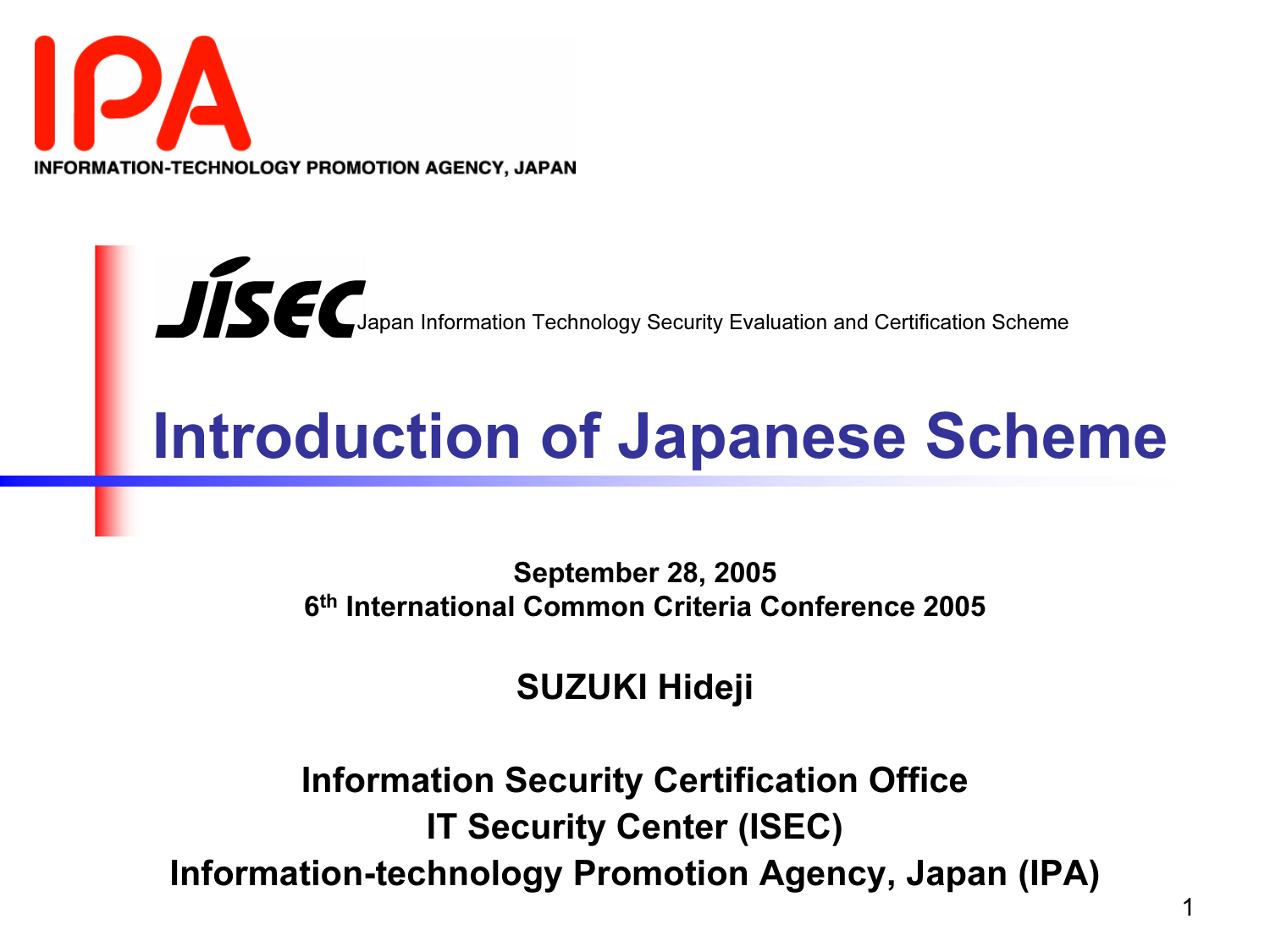INFORMATION-TECHNOLOGY PROMOTION AGENCY, JAPAN

JISEC Japan Information Technology Security Evaluation and Certification Scheme

# Introduction of Japanese Scheme

**September 28, 2005**
**6th International Common Criteria Conference 2005**

**SUZUKI Hideji**

**Information Security Certification Office**
**IT Security Center (ISEC)**
**Information-technology Promotion Agency, Japan (IPA)**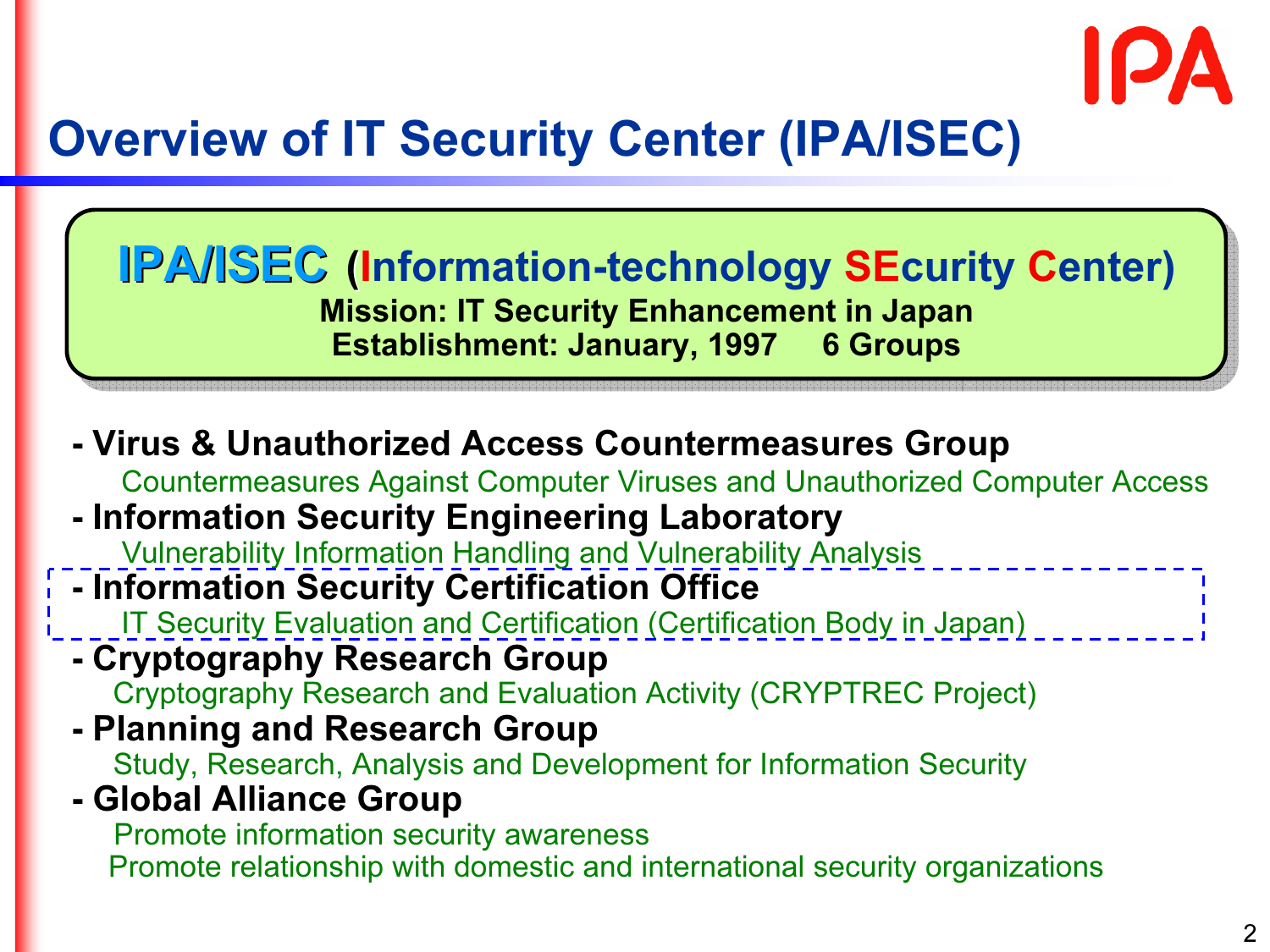# Overview of IT Security Center (IPA/ISEC)

**IPA/ISEC (Information-technology SEcurity Center)**

**Mission: IT Security Enhancement in Japan**

**Establishment: January, 1997　6 Groups**

- **Virus & Unauthorized Access Countermeasures Group**
  Countermeasures Against Computer Viruses and Unauthorized Computer Access
- **Information Security Engineering Laboratory**
  Vulnerability Information Handling and Vulnerability Analysis
- **Information Security Certification Office**
  IT Security Evaluation and Certification (Certification Body in Japan)
- **Cryptography Research Group**
  Cryptography Research and Evaluation Activity (CRYPTREC Project)
- **Planning and Research Group**
  Study, Research, Analysis and Development for Information Security
- **Global Alliance Group**
  Promote information security awareness
  Promote relationship with domestic and international security organizations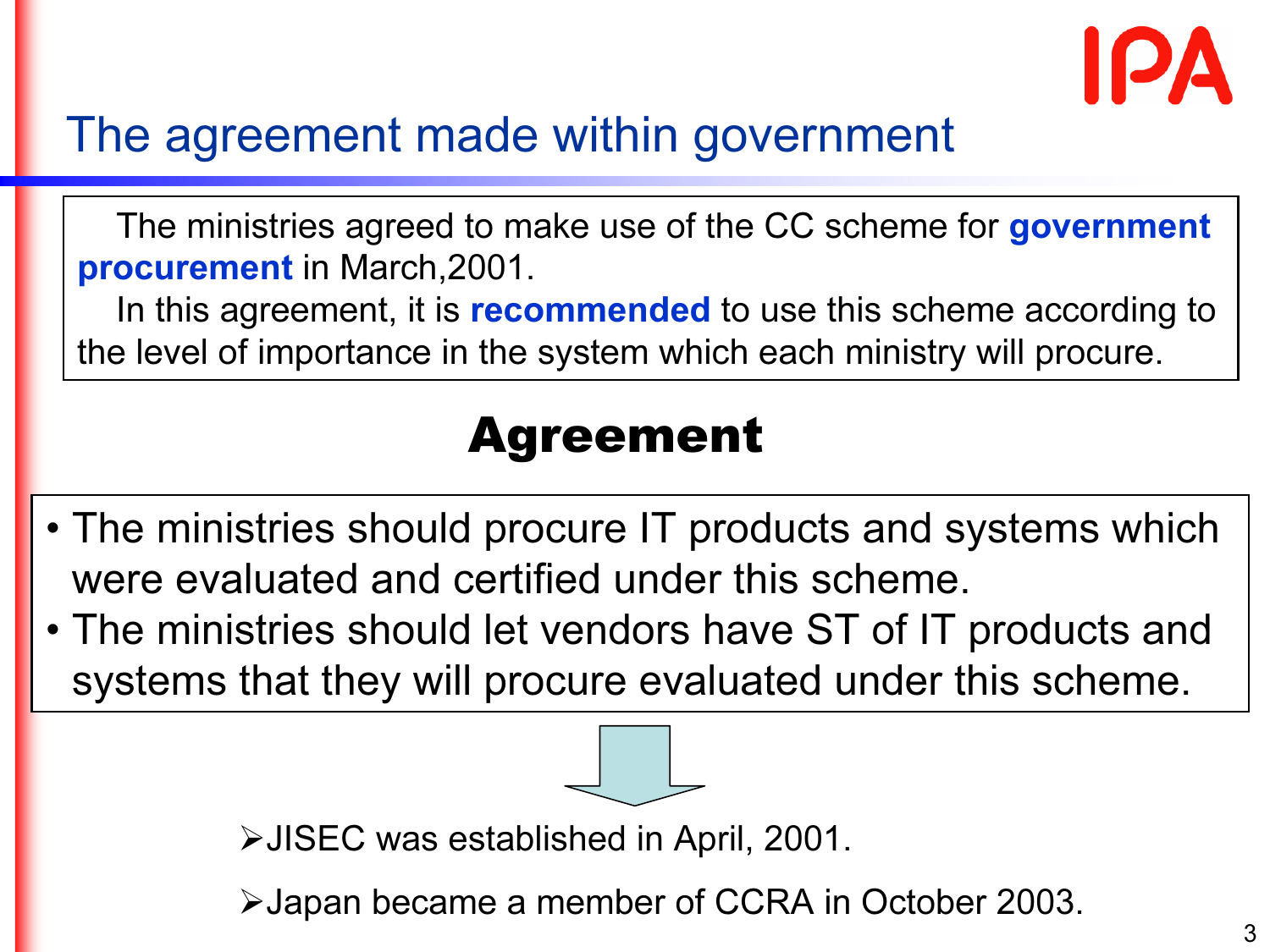# The agreement made within government

The ministries agreed to make use of the CC scheme for **government procurement** in March,2001.

In this agreement, it is **recommended** to use this scheme according to the level of importance in the system which each ministry will procure.

## Agreement

- The ministries should procure IT products and systems which were evaluated and certified under this scheme.
- The ministries should let vendors have ST of IT products and systems that they will procure evaluated under this scheme.

- JISEC was established in April, 2001.
- Japan became a member of CCRA in October 2003.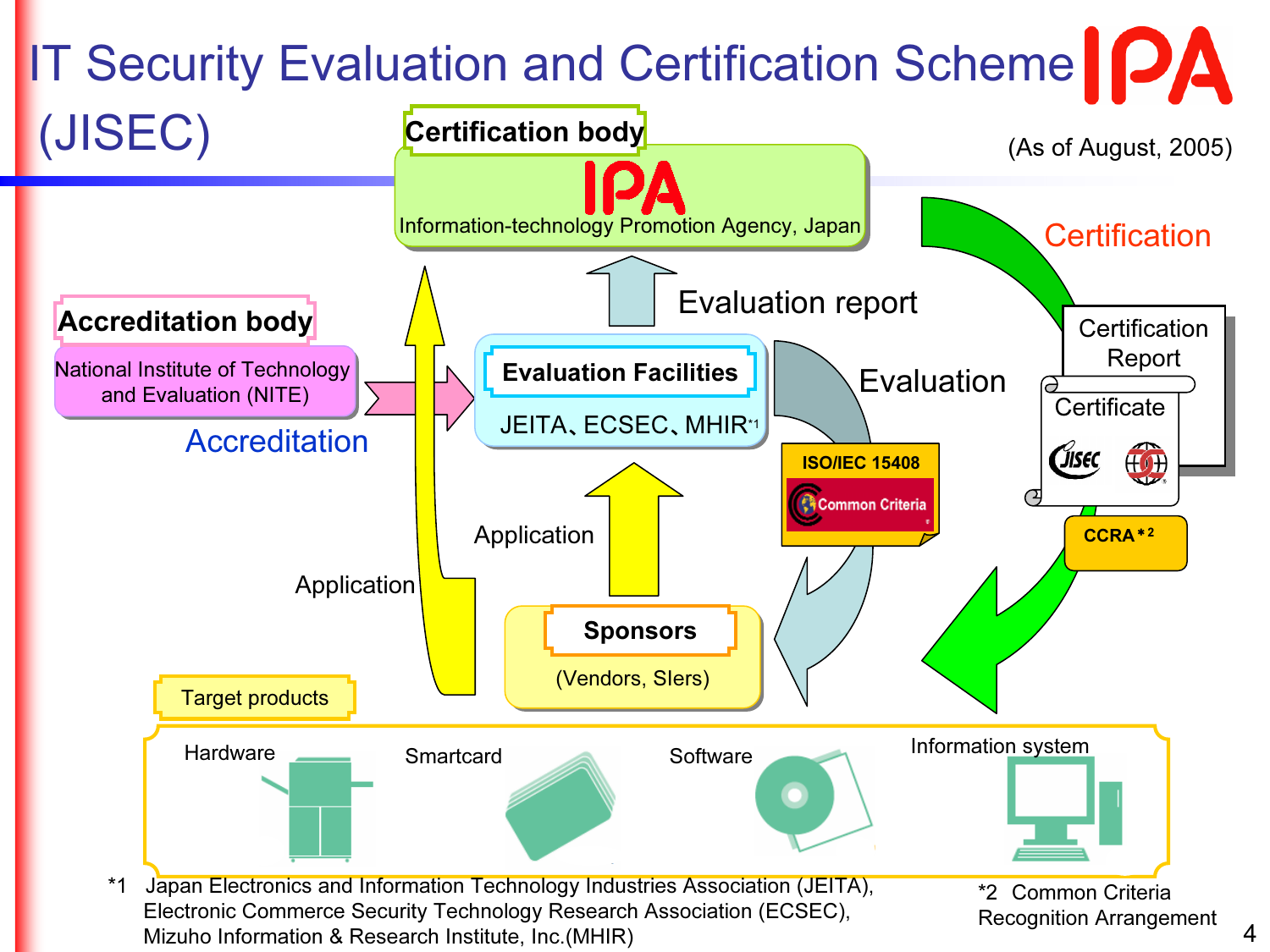# IT Security Evaluation and Certification Scheme (JISEC)

(As of August, 2005)

**Certification body**

IPA

Information-technology Promotion Agency, Japan

**Accreditation body**

National Institute of Technology and Evaluation (NITE)

Accreditation

Evaluation report

**Evaluation Facilities**

JEITA、ECSEC、MHIR*1

Evaluation

ISO/IEC 15408

Common Criteria

Certification

Certification Report

Certificate

CCRA*2

Application

Application

**Sponsors**

(Vendors, SIers)

Target products

Hardware

Smartcard

Software

Information system

*1 Japan Electronics and Information Technology Industries Association (JEITA), Electronic Commerce Security Technology Research Association (ECSEC), Mizuho Information & Research Institute, Inc.(MHIR)

*2 Common Criteria Recognition Arrangement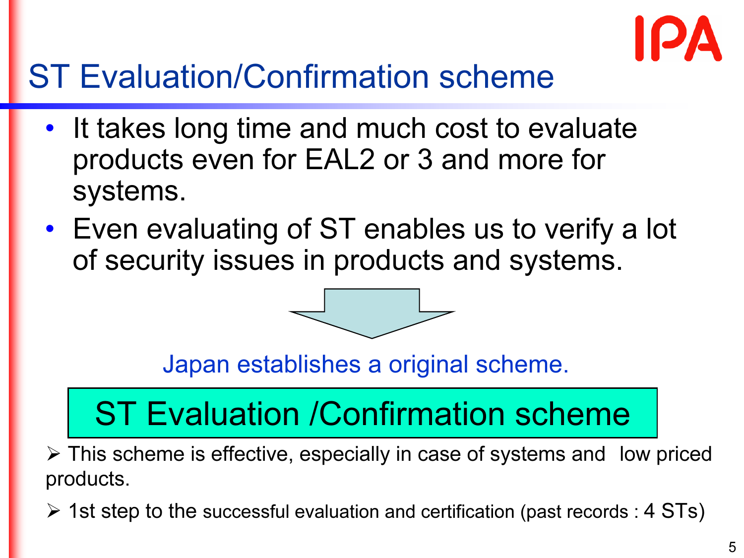# ST Evaluation/Confirmation scheme

- It takes long time and much cost to evaluate products even for EAL2 or 3 and more for systems.
- Even evaluating of ST enables us to verify a lot of security issues in products and systems.

Japan establishes a original scheme.

**ST Evaluation /Confirmation scheme**

- This scheme is effective, especially in case of systems and low priced products.
- 1st step to the successful evaluation and certification (past records : 4 STs)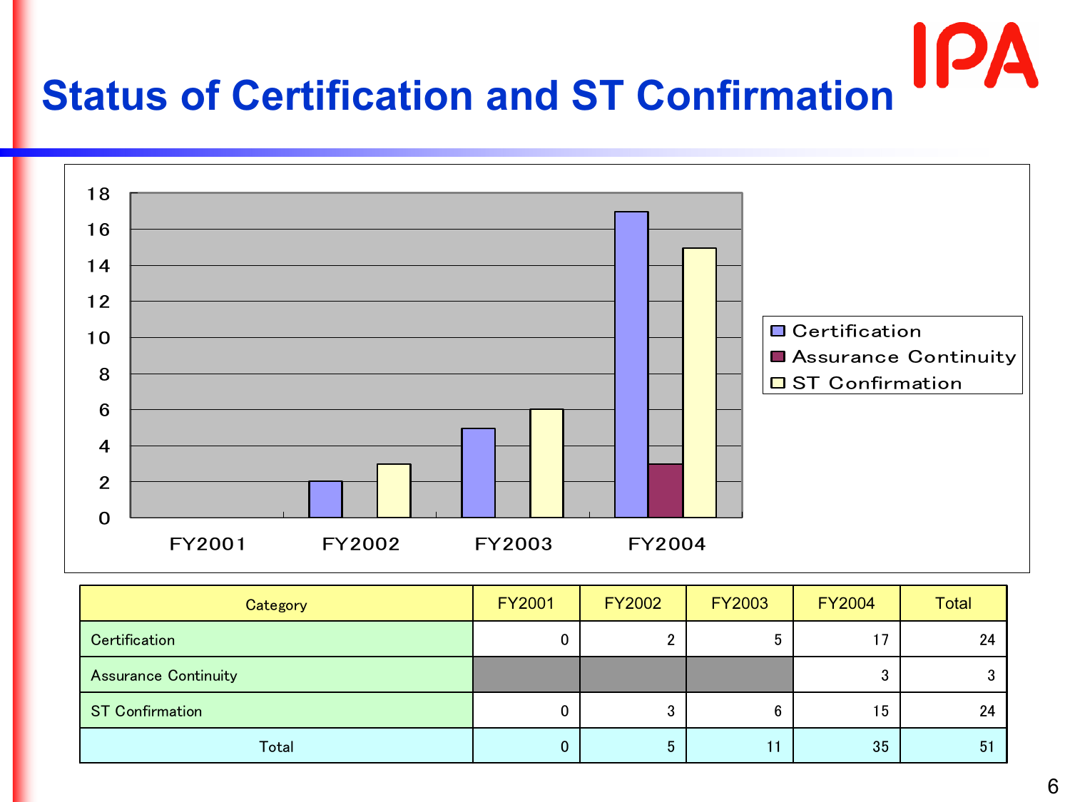# Status of Certification and ST Confirmation

| Category | FY2001 | FY2002 | FY2003 | FY2004 | Total |
|---|---|---|---|---|---|
| Certification | 0 | 2 | 5 | 17 | 24 |
| Assurance Continuity | | | | 3 | 3 |
| ST Confirmation | 0 | 3 | 6 | 15 | 24 |
| Total | 0 | 5 | 11 | 35 | 51 |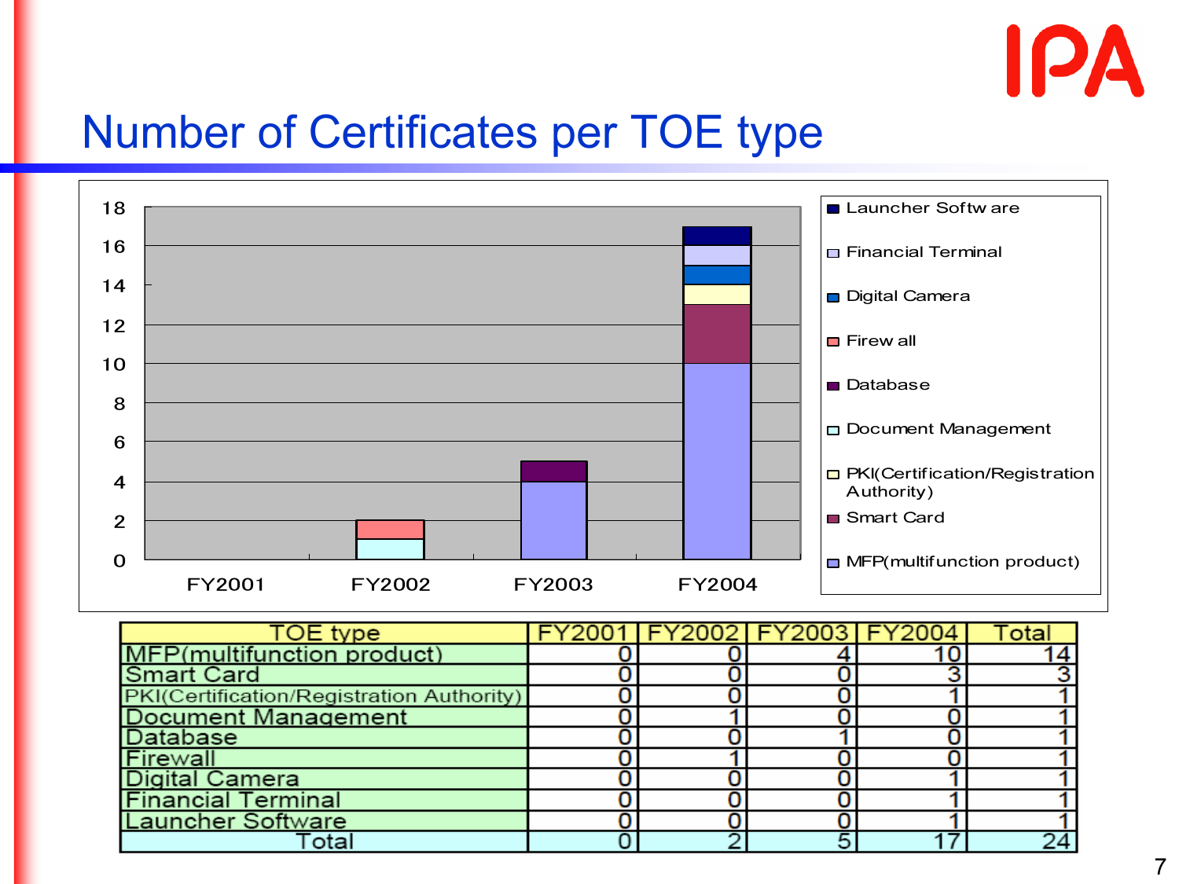# Number of Certificates per TOE type

| TOE type | FY2001 | FY2002 | FY2003 | FY2004 | Total |
|---|---|---|---|---|---|
| MFP(multifunction product) | 0 | 0 | 4 | 10 | 14 |
| Smart Card | 0 | 0 | 0 | 3 | 3 |
| PKI(Certification/Registration Authority) | 0 | 0 | 0 | 1 | 1 |
| Document Management | 0 | 1 | 0 | 0 | 1 |
| Database | 0 | 0 | 1 | 0 | 1 |
| Firewall | 0 | 1 | 0 | 0 | 1 |
| Digital Camera | 0 | 0 | 0 | 1 | 1 |
| Financial Terminal | 0 | 0 | 0 | 1 | 1 |
| Launcher Software | 0 | 0 | 0 | 1 | 1 |
| Total | 0 | 2 | 5 | 17 | 24 |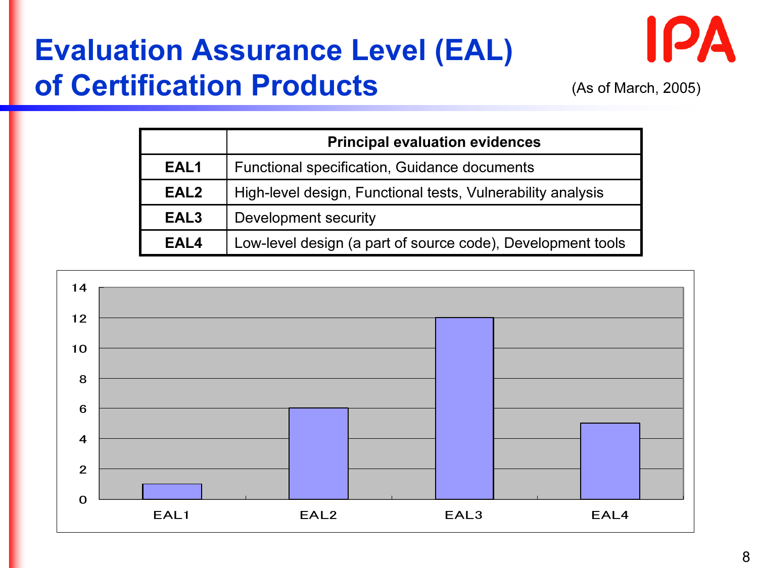# Evaluation Assurance Level (EAL) of Certification Products

(As of March, 2005)

| | Principal evaluation evidences |
|---|---|
| **EAL1** | Functional specification, Guidance documents |
| **EAL2** | High-level design, Functional tests, Vulnerability analysis |
| **EAL3** | Development security |
| **EAL4** | Low-level design (a part of source code), Development tools |

| | EAL1 | EAL2 | EAL3 | EAL4 |
|---|---|---|---|---|
| Number of certification products | 1 | 6 | 12 | 5 |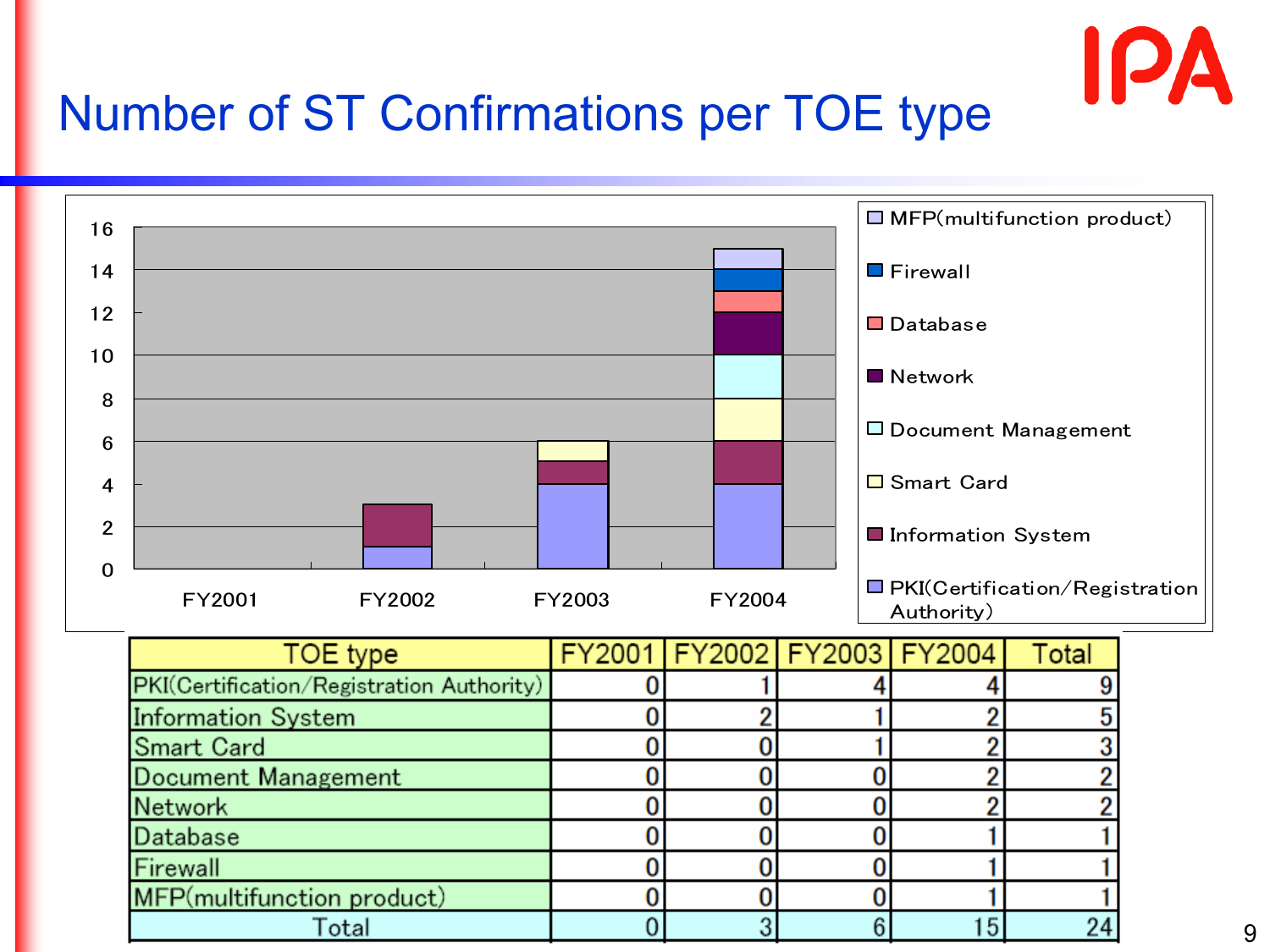# Number of ST Confirmations per TOE type

| TOE type | FY2001 | FY2002 | FY2003 | FY2004 | Total |
|---|---|---|---|---|---|
| PKI(Certification/Registration Authority) | 0 | 1 | 4 | 4 | 9 |
| Information System | 0 | 2 | 1 | 2 | 5 |
| Smart Card | 0 | 0 | 1 | 2 | 3 |
| Document Management | 0 | 0 | 0 | 2 | 2 |
| Network | 0 | 0 | 0 | 2 | 2 |
| Database | 0 | 0 | 0 | 1 | 1 |
| Firewall | 0 | 0 | 0 | 1 | 1 |
| MFP(multifunction product) | 0 | 0 | 0 | 1 | 1 |
| Total | 0 | 3 | 6 | 15 | 24 |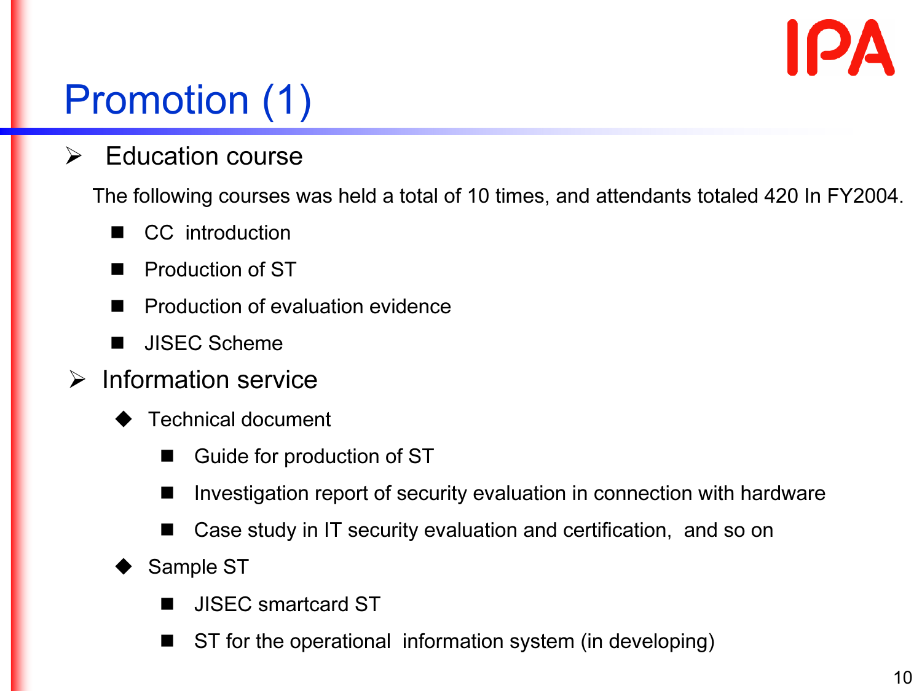# Promotion (1)

- **Education course**

  The following courses was held a total of 10 times, and attendants totaled 420 In FY2004.

  - CC introduction
  - Production of ST
  - Production of evaluation evidence
  - JISEC Scheme

- **Information service**
  - Technical document
    - Guide for production of ST
    - Investigation report of security evaluation in connection with hardware
    - Case study in IT security evaluation and certification, and so on
  - Sample ST
    - JISEC smartcard ST
    - ST for the operational information system (in developing)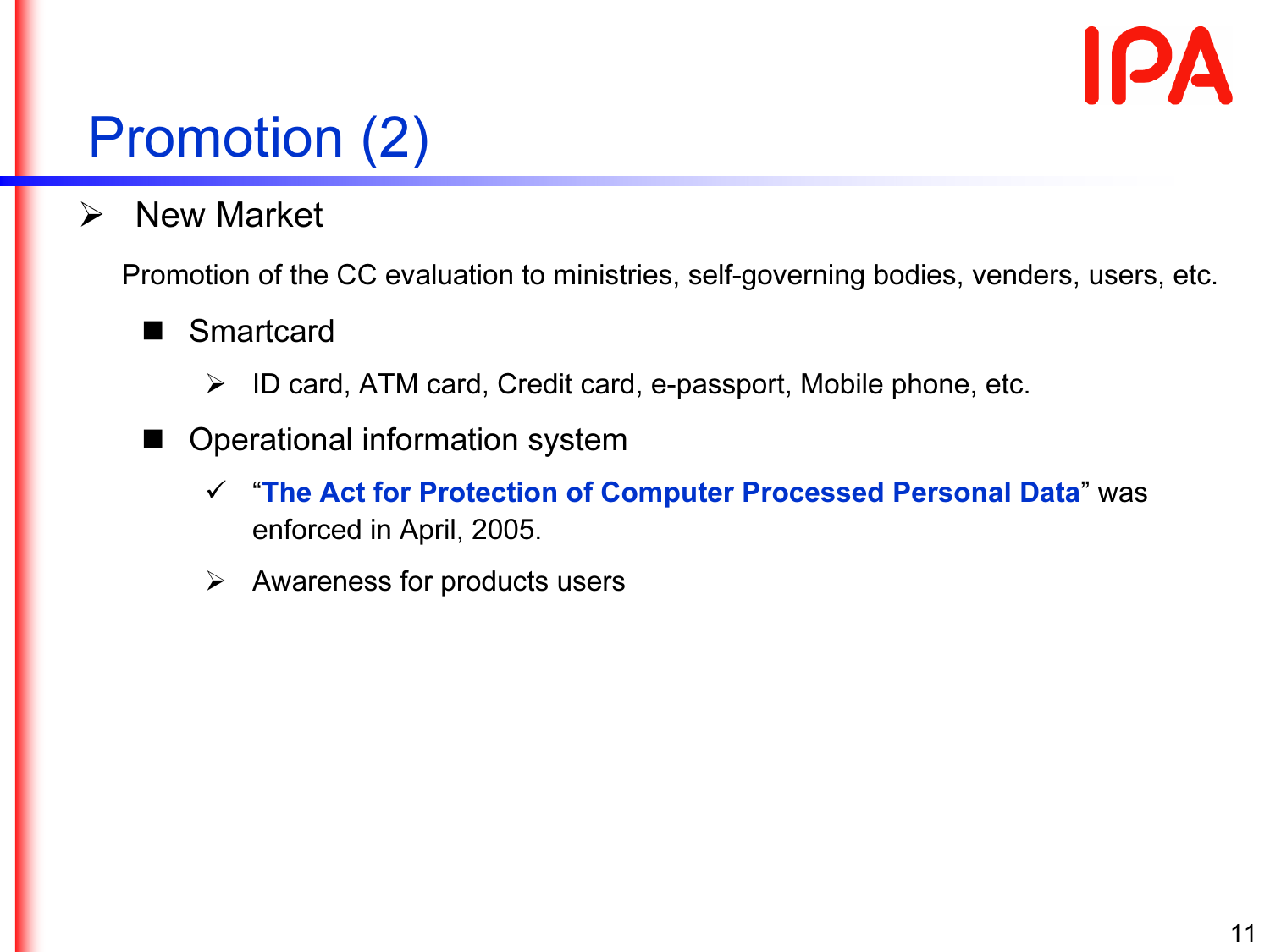# Promotion (2)

- New Market

  Promotion of the CC evaluation to ministries, self-governing bodies, venders, users, etc.

  - Smartcard
    - ID card, ATM card, Credit card, e-passport, Mobile phone, etc.
  - Operational information system
    - ✓ “**The Act for Protection of Computer Processed Personal Data**” was enforced in April, 2005.
    - Awareness for products users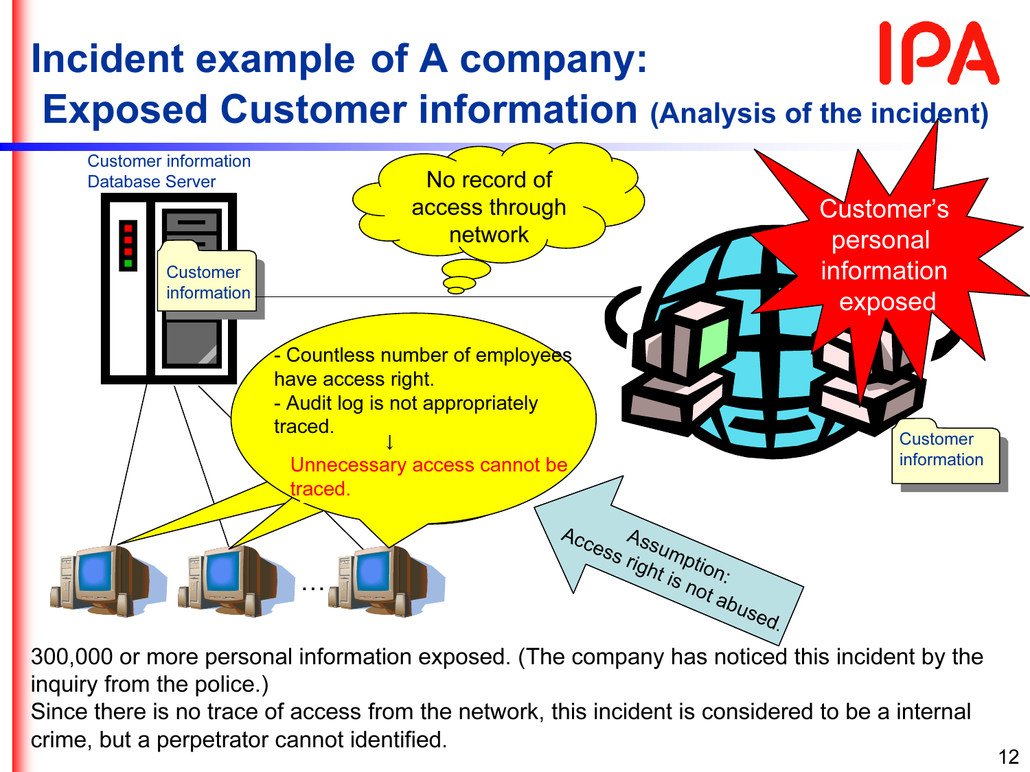# Incident example of A company: Exposed Customer information (Analysis of the incident)

Customer information Database Server

Customer information

No record of access through network

Customer's personal information exposed

Customer information

- Countless number of employees have access right.
- Audit log is not appropriately traced.

↓

Unnecessary access cannot be traced.

Assumption: Access right is not abused.

…

300,000 or more personal information exposed. (The company has noticed this incident by the inquiry from the police.)

Since there is no trace of access from the network, this incident is considered to be a internal crime, but a perpetrator cannot identified.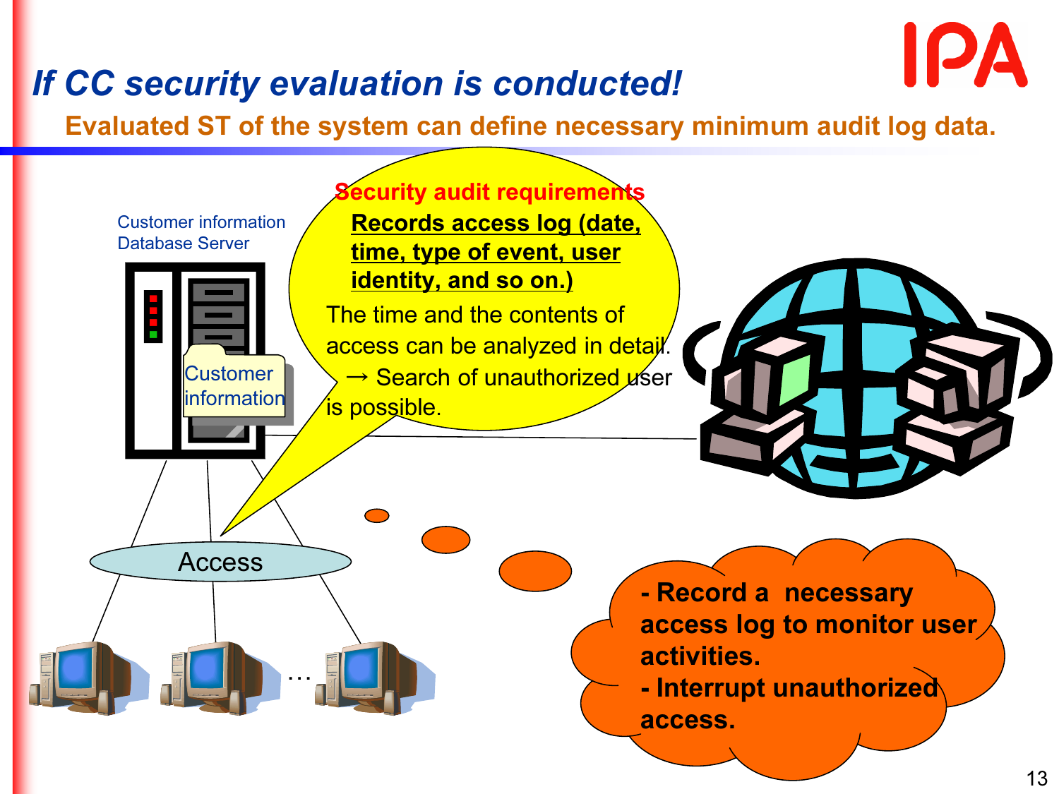# *If CC security evaluation is conducted!*

**Evaluated ST of the system can define necessary minimum audit log data.**

Customer information Database Server

Customer information

**Security audit requirements**

**Records access log (date, time, type of event, user identity, and so on.)**

The time and the contents of access can be analyzed in detail.
→ Search of unauthorized user is possible.

Access

…

- **Record a necessary access log to monitor user activities.**
- **Interrupt unauthorized access.**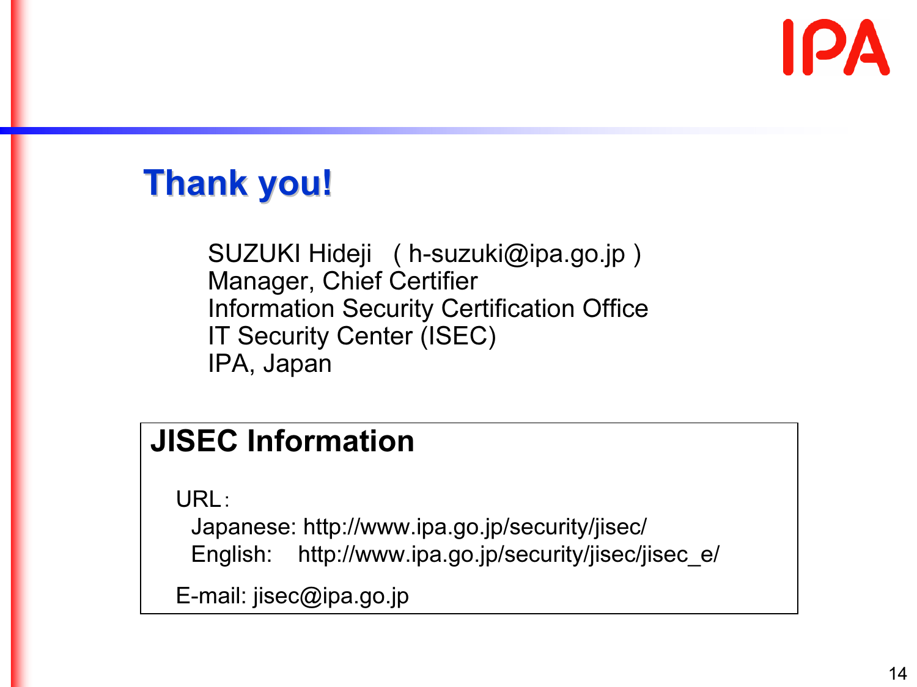# Thank you!

SUZUKI Hideji ( h-suzuki@ipa.go.jp )
Manager, Chief Certifier
Information Security Certification Office
IT Security Center (ISEC)
IPA, Japan

## JISEC Information

URL：
Japanese: http://www.ipa.go.jp/security/jisec/
English: http://www.ipa.go.jp/security/jisec/jisec_e/

E-mail: jisec@ipa.go.jp